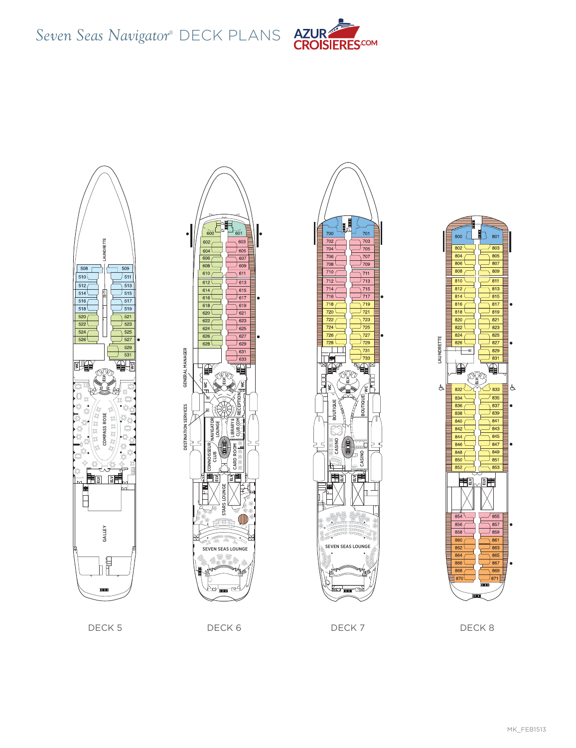# Seven Seas Navigator® DECK PLANS

AZUR CROISIERES.COM

## DECK 5

LAUNDRETTE

508, 509, 510, 511, 512, 513, 514, 515, 516, 517, 518, 519, 520, 521, 522, 523, 524, 525, 526, 527, 529, 531

WC, ELV, COMPASS ROSE, ELV, ELV, GALLEY

## DECK 6

600, 601, 602, 603, 604, 605, 606, 607, 608, 609, 610, 611, 612, 613, 614, 615, 616, 617, 618, 619, 620, 621, 622, 623, 624, 625, 626, 627, 628, 629, 631, 633

GENERAL MANAGER, DESTINATION SERVICES, WC, ELV, RECEPTION, NAVIGATOR LOUNGE, LIBRARY & CLUB.COM, CONNOISSEUR CLUB, CARD ROOM, ELV, STARS LOUNGE, SEVEN SEAS LOUNGE

## DECK 7

700, 701, 702, 703, 704, 705, 706, 707, 708, 709, 710, 711, 712, 713, 714, 715, 716, 717, 718, 719, 720, 721, 722, 723, 724, 725, 726, 727, 728, 729, 731, 733

WC, ELV, BOUTIQUE, BOUTIQUE, CASINO, CASINO, ELV, SEVEN SEAS LOUNGE

## DECK 8

800, 801, 802, 803, 804, 805, 806, 807, 808, 809, 810, 811, 812, 813, 814, 815, 816, 817, 818, 819, 820, 821, 822, 823, 824, 825, 826, 827, 829, 831

LAUNDRETTE, ELV

832, 833, 834, 835, 836, 837, 838, 839, 840, 841, 842, 843, 844, 845, 846, 847, 848, 849, 850, 851, 852, 853

ELV

854, 855, 856, 857, 858, 859, 860, 861, 862, 863, 864, 865, 866, 867, 868, 869, 870, 871

MK_FEB1513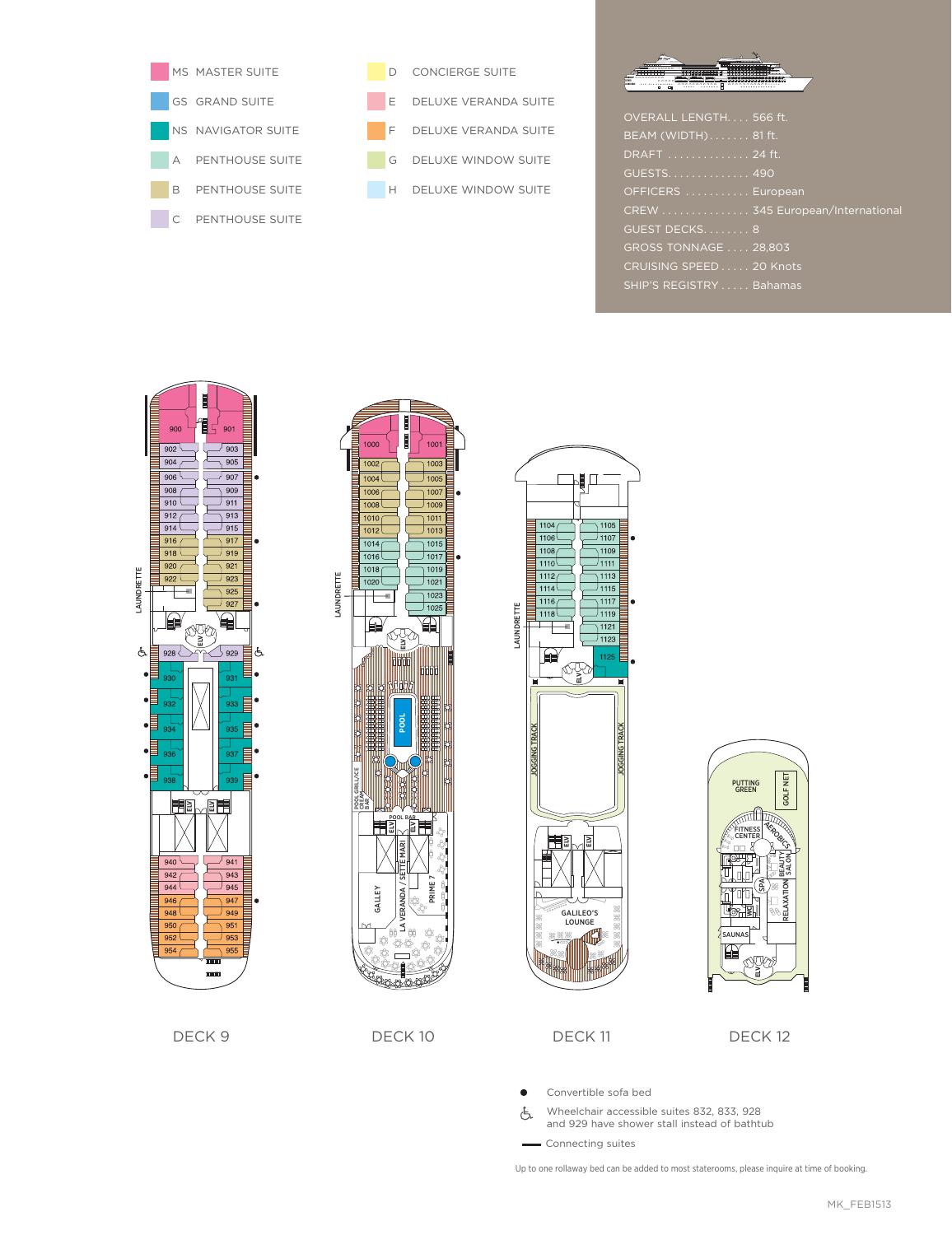| | | | |
|---|---|---|---|
| MS | MASTER SUITE | D | CONCIERGE SUITE |
| GS | GRAND SUITE | E | DELUXE VERANDA SUITE |
| NS | NAVIGATOR SUITE | F | DELUXE VERANDA SUITE |
| A | PENTHOUSE SUITE | G | DELUXE WINDOW SUITE |
| B | PENTHOUSE SUITE | H | DELUXE WINDOW SUITE |
| C | PENTHOUSE SUITE | | |

OVERALL LENGTH. . . . 566 ft.
BEAM (WIDTH). . . . . . . 81 ft.
DRAFT . . . . . . . . . . . . . . 24 ft.
GUESTS. . . . . . . . . . . . . . 490
OFFICERS . . . . . . . . . . . European
CREW . . . . . . . . . . . . . . . 345 European/International
GUEST DECKS. . . . . . . . 8
GROSS TONNAGE . . . . 28,803
CRUISING SPEED . . . . . 20 Knots
SHIP'S REGISTRY . . . . . Bahamas

DECK 9

DECK 10

DECK 11

DECK 12

● Convertible sofa bed

♿ Wheelchair accessible suites 832, 833, 928 and 929 have shower stall instead of bathtub

— Connecting suites

Up to one rollaway bed can be added to most staterooms, please inquire at time of booking.

MK_FEB1513